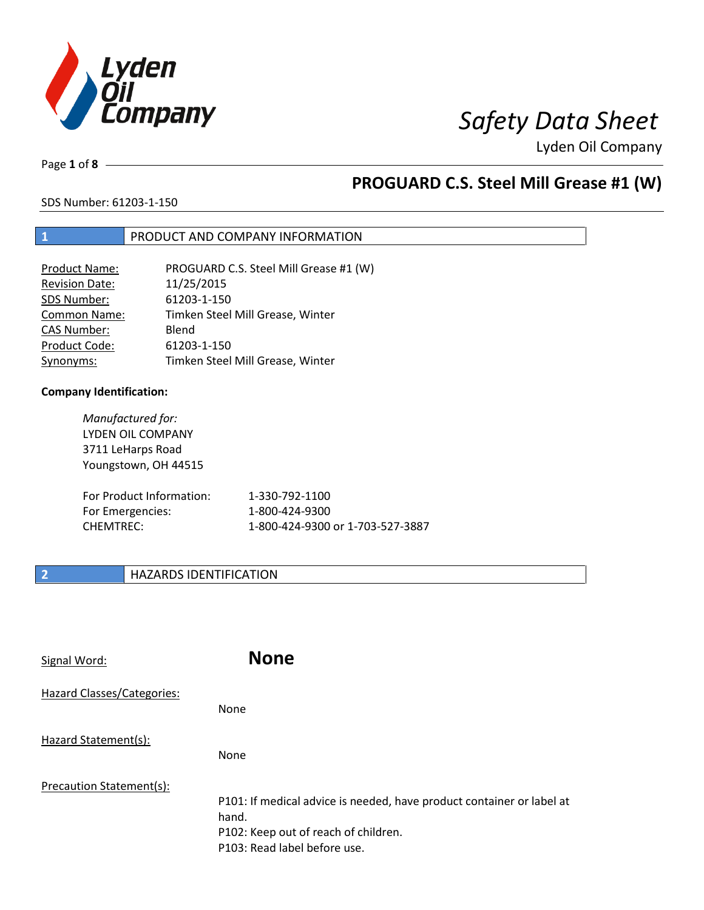# Safety Data Sheet

Lyden Oil Company

## PROGUARD C.S. Steel Mill Grease #1 (W)

SDS Number: 61203-1-150

## 1 PRODUCT AND COMPANY INFORMATION

| | |
|---|---|
| Product Name: | PROGUARD C.S. Steel Mill Grease #1 (W) |
| Revision Date: | 11/25/2015 |
| SDS Number: | 61203-1-150 |
| Common Name: | Timken Steel Mill Grease, Winter |
| CAS Number: | Blend |
| Product Code: | 61203-1-150 |
| Synonyms: | Timken Steel Mill Grease, Winter |

**Company Identification:**

*Manufactured for:*
LYDEN OIL COMPANY
3711 LeHarps Road
Youngstown, OH 44515

| | |
|---|---|
| For Product Information: | 1-330-792-1100 |
| For Emergencies: | 1-800-424-9300 |
| CHEMTREC: | 1-800-424-9300 or 1-703-527-3887 |

## 2 HAZARDS IDENTIFICATION

Signal Word: **None**

Hazard Classes/Categories:

None

Hazard Statement(s):

None

Precaution Statement(s):

P101: If medical advice is needed, have product container or label at hand.
P102: Keep out of reach of children.
P103: Read label before use.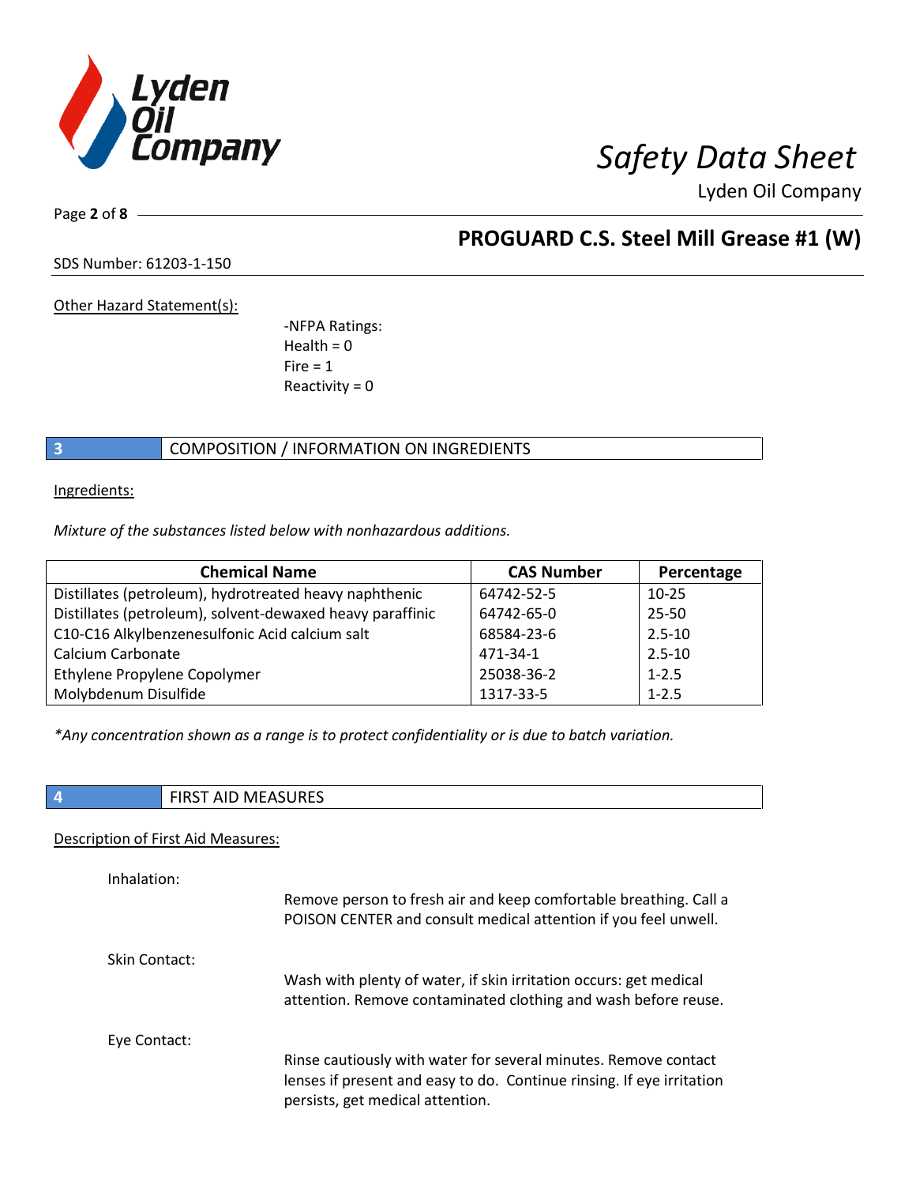Other Hazard Statement(s):

-NFPA Ratings:
Health = 0
Fire = 1
Reactivity = 0

## 3 COMPOSITION / INFORMATION ON INGREDIENTS

Ingredients:

*Mixture of the substances listed below with nonhazardous additions.*

| Chemical Name | CAS Number | Percentage |
|---|---|---|
| Distillates (petroleum), hydrotreated heavy naphthenic | 64742-52-5 | 10-25 |
| Distillates (petroleum), solvent-dewaxed heavy paraffinic | 64742-65-0 | 25-50 |
| C10-C16 Alkylbenzenesulfonic Acid calcium salt | 68584-23-6 | 2.5-10 |
| Calcium Carbonate | 471-34-1 | 2.5-10 |
| Ethylene Propylene Copolymer | 25038-36-2 | 1-2.5 |
| Molybdenum Disulfide | 1317-33-5 | 1-2.5 |

*\*Any concentration shown as a range is to protect confidentiality or is due to batch variation.*

## 4 FIRST AID MEASURES

Description of First Aid Measures:

Inhalation:

Remove person to fresh air and keep comfortable breathing. Call a POISON CENTER and consult medical attention if you feel unwell.

Skin Contact:

Wash with plenty of water, if skin irritation occurs: get medical attention. Remove contaminated clothing and wash before reuse.

Eye Contact:

Rinse cautiously with water for several minutes. Remove contact lenses if present and easy to do. Continue rinsing. If eye irritation persists, get medical attention.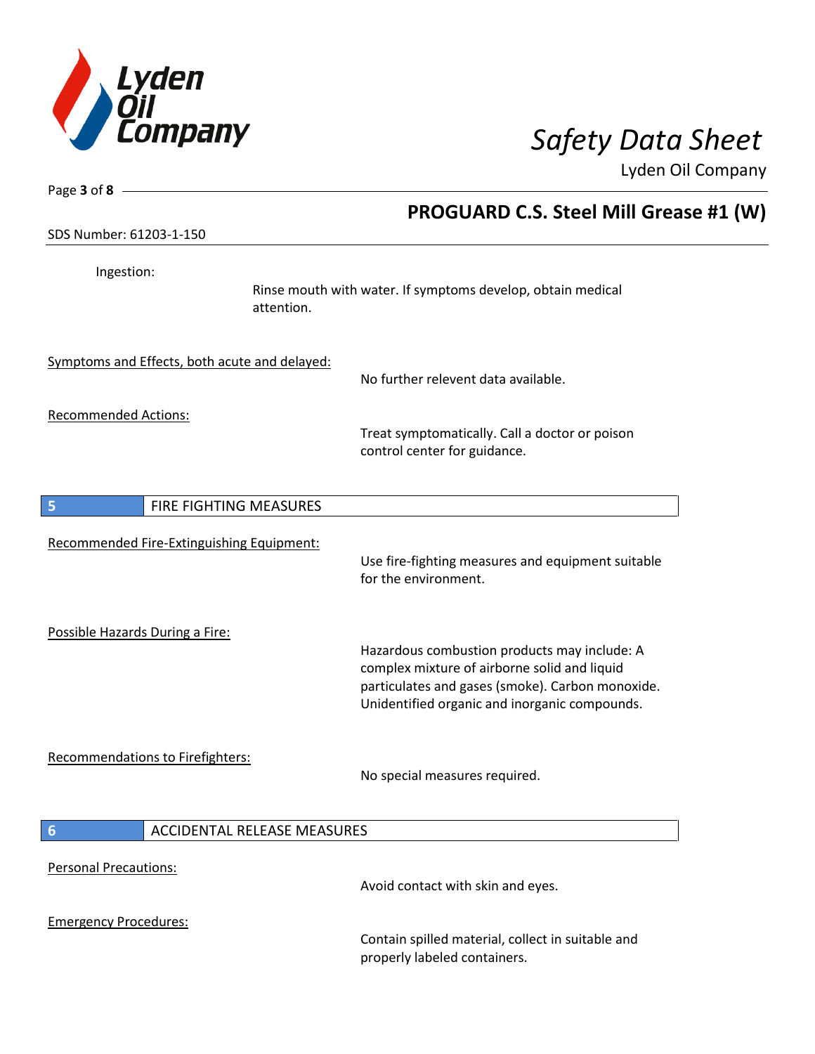Ingestion:

Rinse mouth with water. If symptoms develop, obtain medical attention.

Symptoms and Effects, both acute and delayed:

No further relevent data available.

Recommended Actions:

Treat symptomatically. Call a doctor or poison control center for guidance.

## 5 FIRE FIGHTING MEASURES

Recommended Fire-Extinguishing Equipment:

Use fire-fighting measures and equipment suitable for the environment.

Possible Hazards During a Fire:

Hazardous combustion products may include: A complex mixture of airborne solid and liquid particulates and gases (smoke). Carbon monoxide. Unidentified organic and inorganic compounds.

Recommendations to Firefighters:

No special measures required.

## 6 ACCIDENTAL RELEASE MEASURES

Personal Precautions:

Avoid contact with skin and eyes.

Emergency Procedures:

Contain spilled material, collect in suitable and properly labeled containers.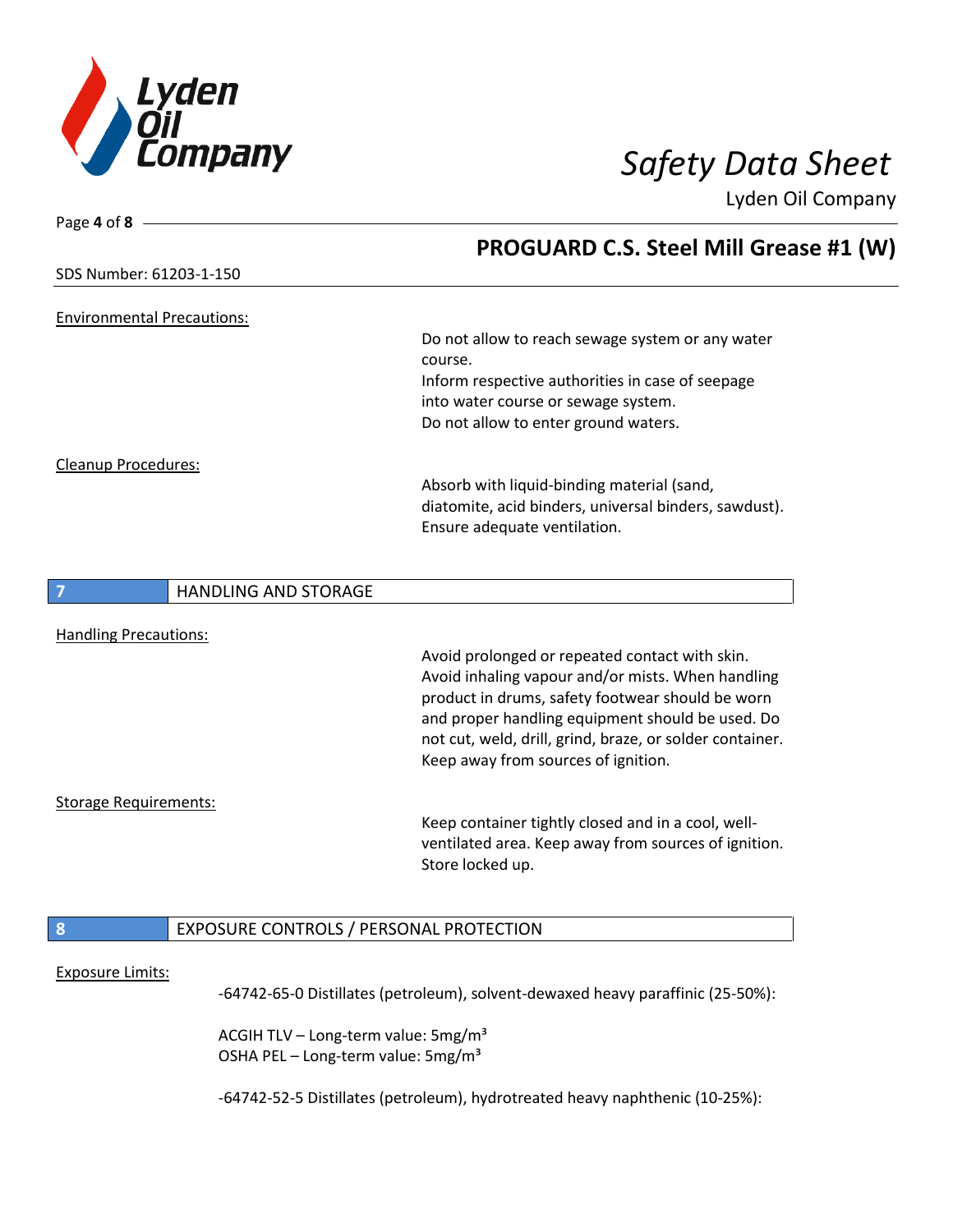Environmental Precautions:

Do not allow to reach sewage system or any water course.
Inform respective authorities in case of seepage into water course or sewage system.
Do not allow to enter ground waters.

Cleanup Procedures:

Absorb with liquid-binding material (sand, diatomite, acid binders, universal binders, sawdust).
Ensure adequate ventilation.

## 7 HANDLING AND STORAGE

Handling Precautions:

Avoid prolonged or repeated contact with skin. Avoid inhaling vapour and/or mists. When handling product in drums, safety footwear should be worn and proper handling equipment should be used. Do not cut, weld, drill, grind, braze, or solder container. Keep away from sources of ignition.

Storage Requirements:

Keep container tightly closed and in a cool, well-ventilated area. Keep away from sources of ignition. Store locked up.

## 8 EXPOSURE CONTROLS / PERSONAL PROTECTION

Exposure Limits:

-64742-65-0 Distillates (petroleum), solvent-dewaxed heavy paraffinic (25-50%):

ACGIH TLV – Long-term value: 5mg/m³
OSHA PEL – Long-term value: 5mg/m³

-64742-52-5 Distillates (petroleum), hydrotreated heavy naphthenic (10-25%):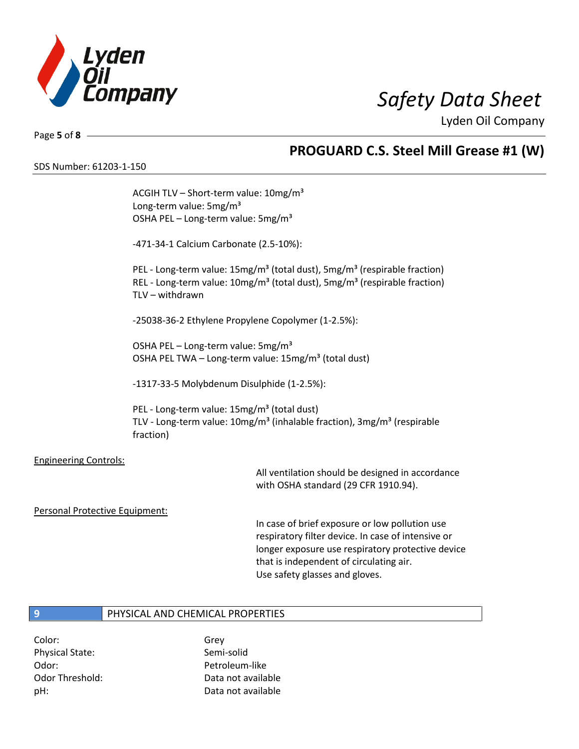ACGIH TLV – Short-term value: 10mg/m³
Long-term value: 5mg/m³
OSHA PEL – Long-term value: 5mg/m³

-471-34-1 Calcium Carbonate (2.5-10%):

PEL - Long-term value: 15mg/m³ (total dust), 5mg/m³ (respirable fraction)
REL - Long-term value: 10mg/m³ (total dust), 5mg/m³ (respirable fraction)
TLV – withdrawn

-25038-36-2 Ethylene Propylene Copolymer (1-2.5%):

OSHA PEL – Long-term value: 5mg/m³
OSHA PEL TWA – Long-term value: 15mg/m³ (total dust)

-1317-33-5 Molybdenum Disulphide (1-2.5%):

PEL - Long-term value: 15mg/m³ (total dust)
TLV - Long-term value: 10mg/m³ (inhalable fraction), 3mg/m³ (respirable fraction)

Engineering Controls:

All ventilation should be designed in accordance with OSHA standard (29 CFR 1910.94).

Personal Protective Equipment:

In case of brief exposure or low pollution use respiratory filter device. In case of intensive or longer exposure use respiratory protective device that is independent of circulating air.
Use safety glasses and gloves.

## 9 PHYSICAL AND CHEMICAL PROPERTIES

| | |
|---|---|
| Color: | Grey |
| Physical State: | Semi-solid |
| Odor: | Petroleum-like |
| Odor Threshold: | Data not available |
| pH: | Data not available |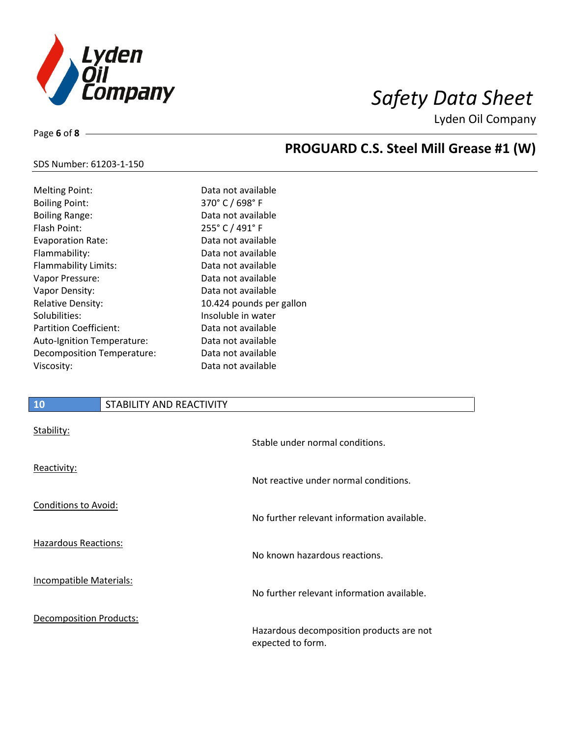| Property | Value |
|---|---|
| Melting Point: | Data not available |
| Boiling Point: | 370° C / 698° F |
| Boiling Range: | Data not available |
| Flash Point: | 255° C / 491° F |
| Evaporation Rate: | Data not available |
| Flammability: | Data not available |
| Flammability Limits: | Data not available |
| Vapor Pressure: | Data not available |
| Vapor Density: | Data not available |
| Relative Density: | 10.424 pounds per gallon |
| Solubilities: | Insoluble in water |
| Partition Coefficient: | Data not available |
| Auto-Ignition Temperature: | Data not available |
| Decomposition Temperature: | Data not available |
| Viscosity: | Data not available |

## 10 STABILITY AND REACTIVITY

| | |
|---|---|
| Stability: | Stable under normal conditions. |
| Reactivity: | Not reactive under normal conditions. |
| Conditions to Avoid: | No further relevant information available. |
| Hazardous Reactions: | No known hazardous reactions. |
| Incompatible Materials: | No further relevant information available. |
| Decomposition Products: | Hazardous decomposition products are not expected to form. |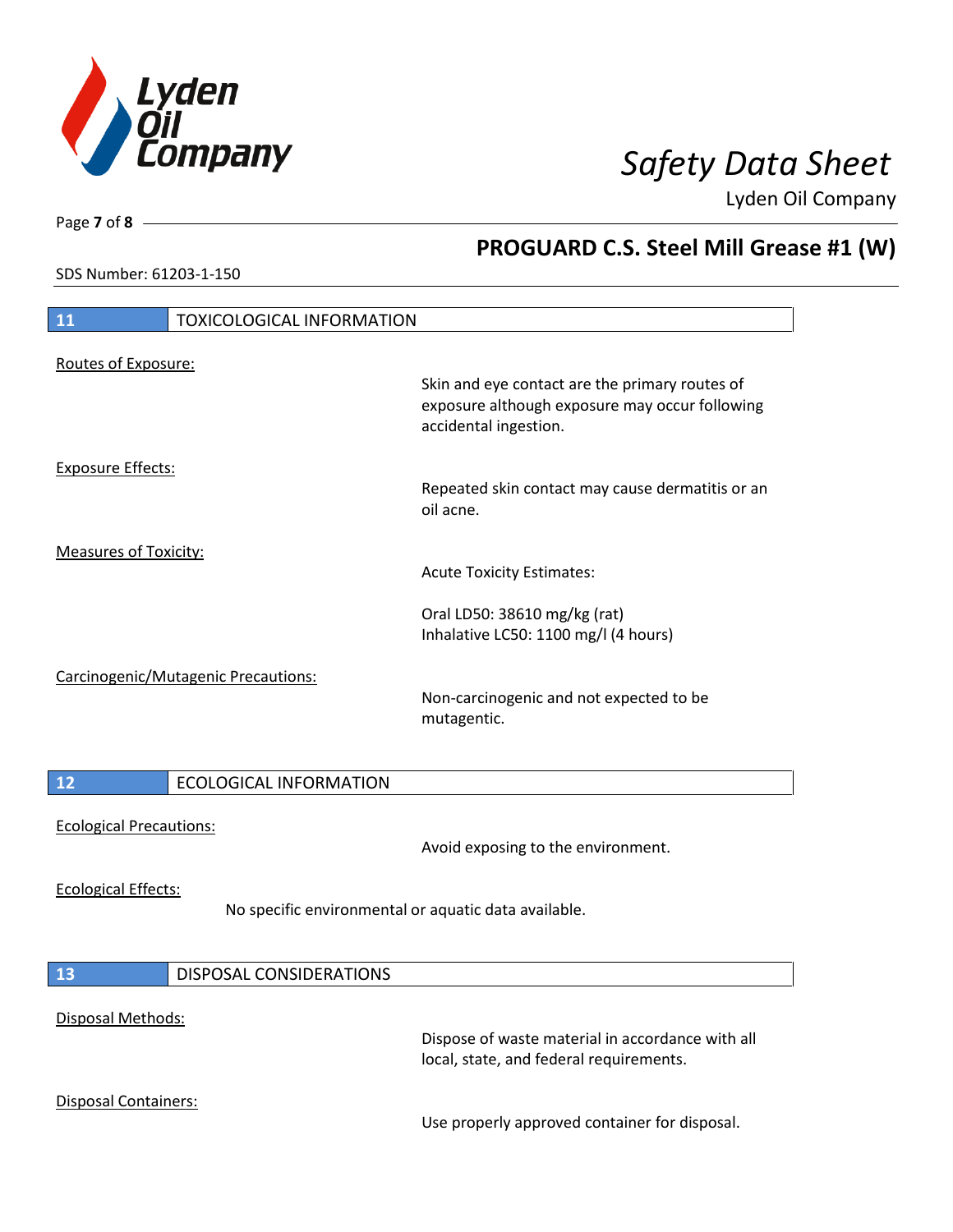## 11 TOXICOLOGICAL INFORMATION

Routes of Exposure:

Skin and eye contact are the primary routes of exposure although exposure may occur following accidental ingestion.

Exposure Effects:

Repeated skin contact may cause dermatitis or an oil acne.

Measures of Toxicity:

Acute Toxicity Estimates:

Oral LD50: 38610 mg/kg (rat)
Inhalative LC50: 1100 mg/l (4 hours)

Carcinogenic/Mutagenic Precautions:

Non-carcinogenic and not expected to be mutagentic.

## 12 ECOLOGICAL INFORMATION

Ecological Precautions:

Avoid exposing to the environment.

Ecological Effects:

No specific environmental or aquatic data available.

## 13 DISPOSAL CONSIDERATIONS

Disposal Methods:

Dispose of waste material in accordance with all local, state, and federal requirements.

Disposal Containers:

Use properly approved container for disposal.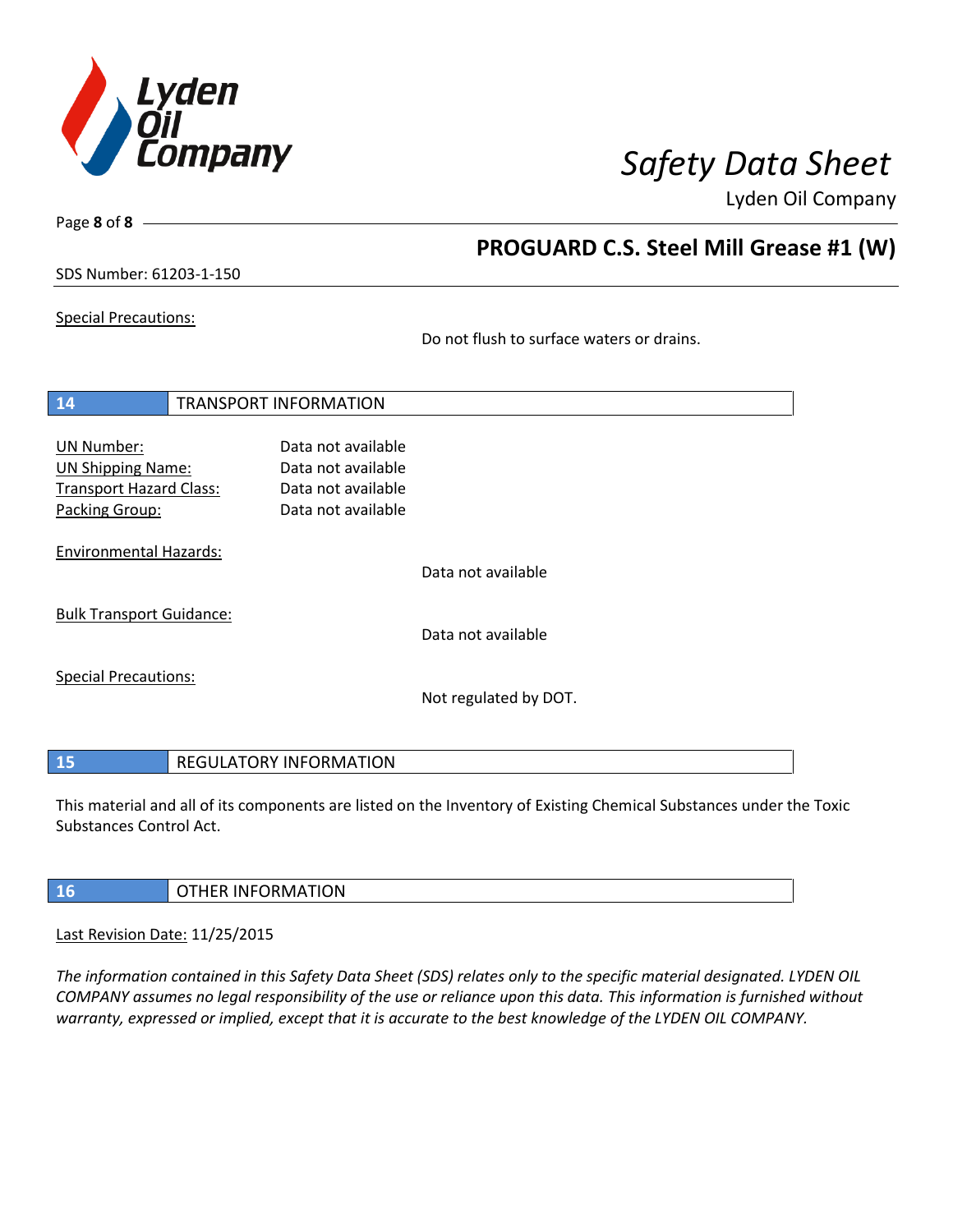Special Precautions:

Do not flush to surface waters or drains.

## 14 TRANSPORT INFORMATION

| | |
|---|---|
| UN Number: | Data not available |
| UN Shipping Name: | Data not available |
| Transport Hazard Class: | Data not available |
| Packing Group: | Data not available |

Environmental Hazards:

Data not available

Bulk Transport Guidance:

Data not available

Special Precautions:

Not regulated by DOT.

## 15 REGULATORY INFORMATION

This material and all of its components are listed on the Inventory of Existing Chemical Substances under the Toxic Substances Control Act.

## 16 OTHER INFORMATION

Last Revision Date: 11/25/2015

*The information contained in this Safety Data Sheet (SDS) relates only to the specific material designated. LYDEN OIL COMPANY assumes no legal responsibility of the use or reliance upon this data. This information is furnished without warranty, expressed or implied, except that it is accurate to the best knowledge of the LYDEN OIL COMPANY.*